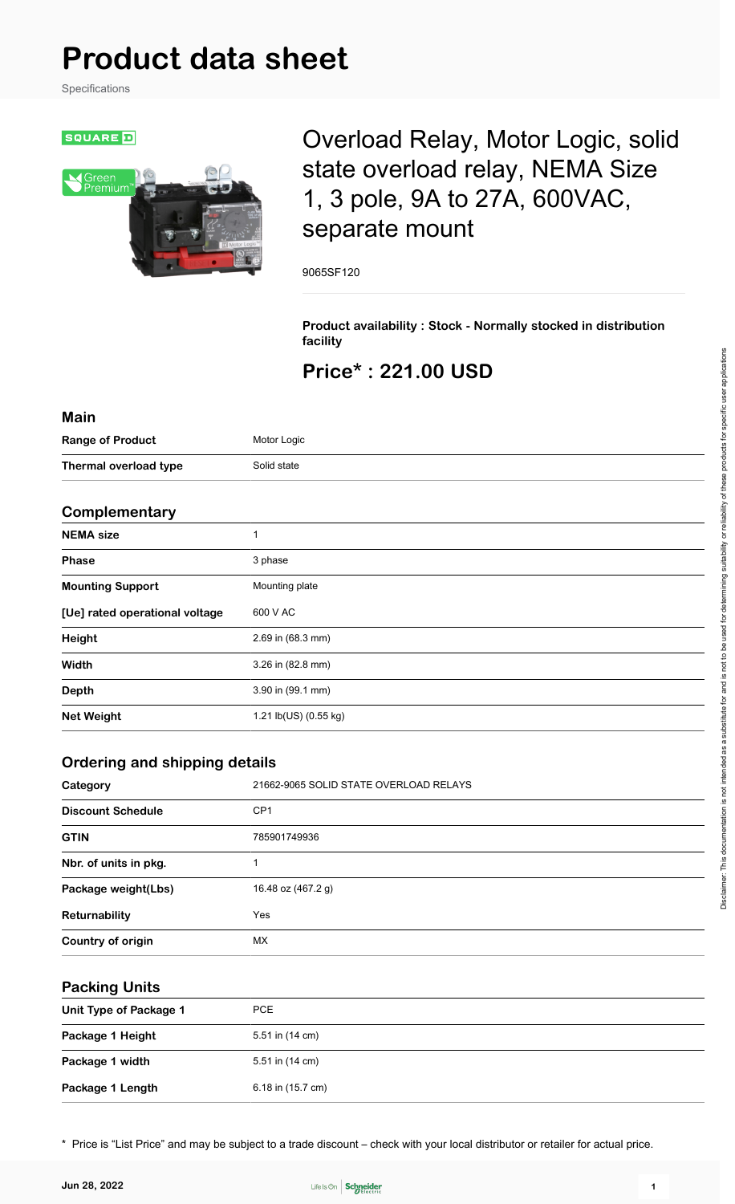# Product data sheet

Specifications

## Overload Relay, Motor Logic, solid state overload relay, NEMA Size 1, 3 pole, 9A to 27A, 600VAC, separate mount

9065SF120

**Product availability : Stock - Normally stocked in distribution facility**

## Price* : 221.00 USD

### Main

| | |
|---|---|
| **Range of Product** | Motor Logic |
| **Thermal overload type** | Solid state |

### Complementary

| | |
|---|---|
| **NEMA size** | 1 |
| **Phase** | 3 phase |
| **Mounting Support** | Mounting plate |
| **[Ue] rated operational voltage** | 600 V AC |
| **Height** | 2.69 in (68.3 mm) |
| **Width** | 3.26 in (82.8 mm) |
| **Depth** | 3.90 in (99.1 mm) |
| **Net Weight** | 1.21 lb(US) (0.55 kg) |

### Ordering and shipping details

| | |
|---|---|
| **Category** | 21662-9065 SOLID STATE OVERLOAD RELAYS |
| **Discount Schedule** | CP1 |
| **GTIN** | 785901749936 |
| **Nbr. of units in pkg.** | 1 |
| **Package weight(Lbs)** | 16.48 oz (467.2 g) |
| **Returnability** | Yes |
| **Country of origin** | MX |

### Packing Units

| | |
|---|---|
| **Unit Type of Package 1** | PCE |
| **Package 1 Height** | 5.51 in (14 cm) |
| **Package 1 width** | 5.51 in (14 cm) |
| **Package 1 Length** | 6.18 in (15.7 cm) |

* Price is "List Price" and may be subject to a trade discount – check with your local distributor or retailer for actual price.

Disclaimer: This documentation is not intended as a substitute for and is not to be used for determining suitability or reliability of these products for specific user applications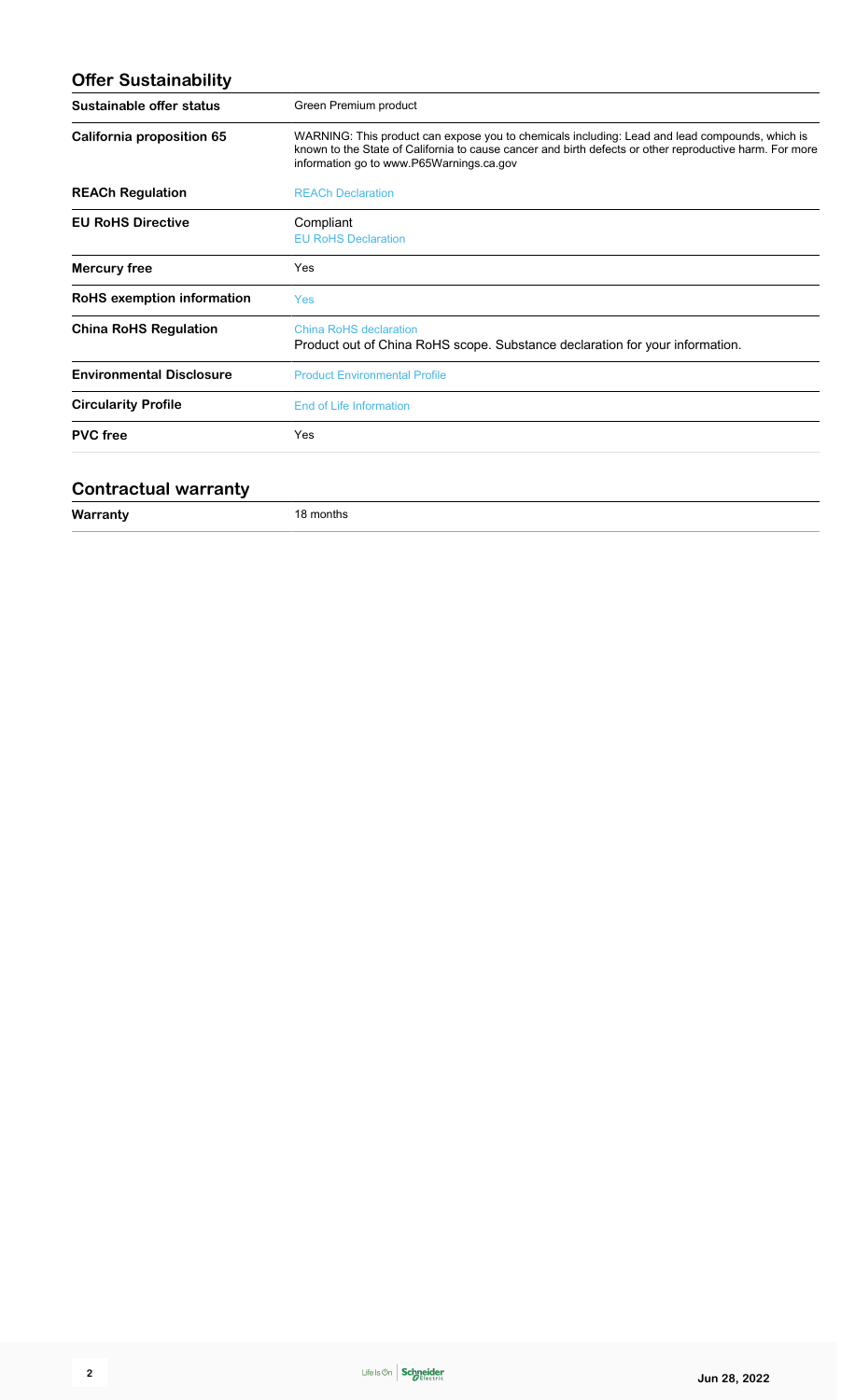## Offer Sustainability

| | |
|---|---|
| **Sustainable offer status** | Green Premium product |
| **California proposition 65** | WARNING: This product can expose you to chemicals including: Lead and lead compounds, which is known to the State of California to cause cancer and birth defects or other reproductive harm. For more information go to www.P65Warnings.ca.gov |
| **REACh Regulation** | REACh Declaration |
| **EU RoHS Directive** | Compliant<br>EU RoHS Declaration |
| **Mercury free** | Yes |
| **RoHS exemption information** | Yes |
| **China RoHS Regulation** | China RoHS declaration<br>Product out of China RoHS scope. Substance declaration for your information. |
| **Environmental Disclosure** | Product Environmental Profile |
| **Circularity Profile** | End of Life Information |
| **PVC free** | Yes |

## Contractual warranty

| | |
|---|---|
| **Warranty** | 18 months |